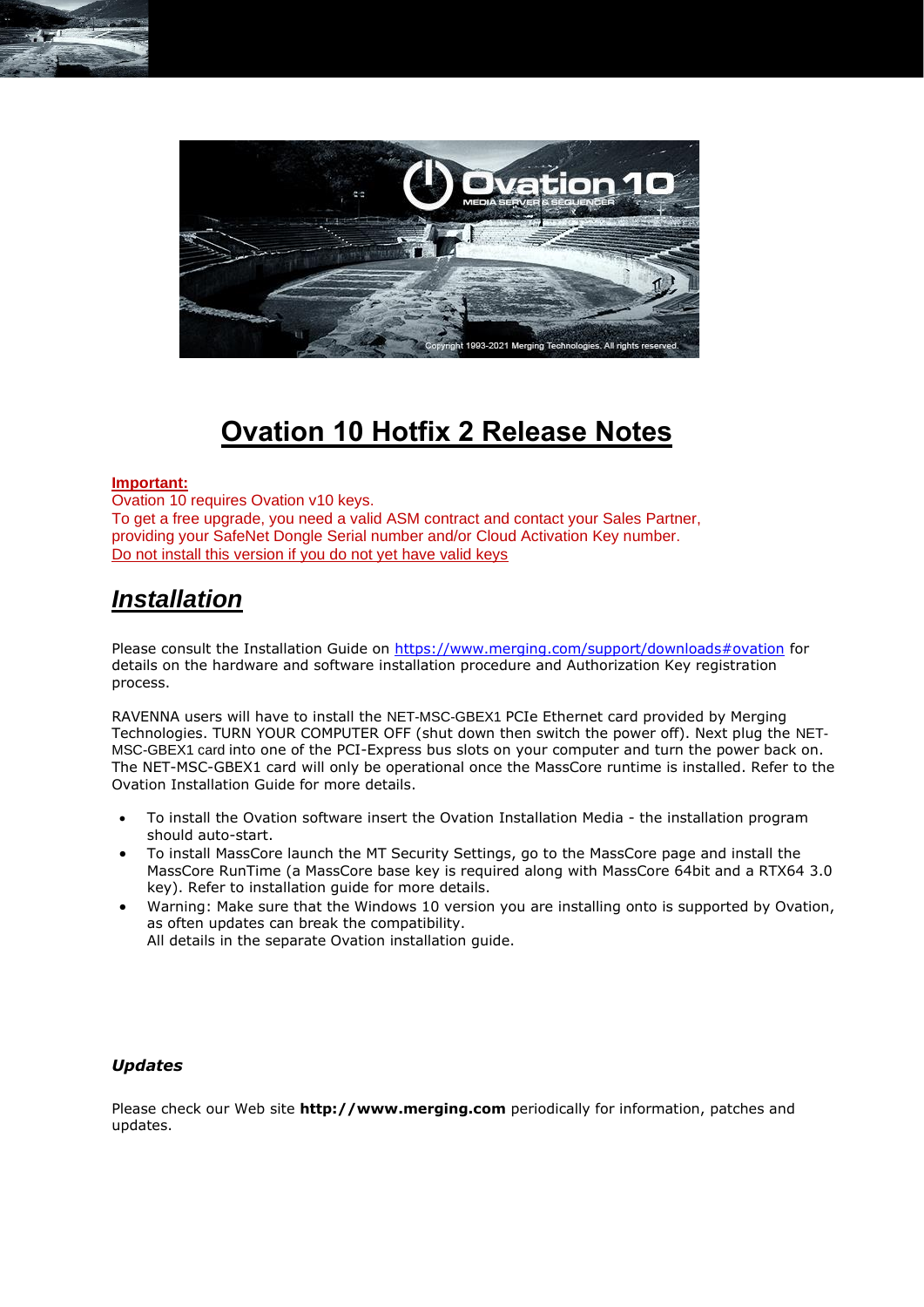# Ovation 10 Hotfix 2 Release Notes

**Important:**
Ovation 10 requires Ovation v10 keys.
To get a free upgrade, you need a valid ASM contract and contact your Sales Partner, providing your SafeNet Dongle Serial number and/or Cloud Activation Key number.
Do not install this version if you do not yet have valid keys

## *Installation*

Please consult the Installation Guide on https://www.merging.com/support/downloads#ovation for details on the hardware and software installation procedure and Authorization Key registration process.

RAVENNA users will have to install the NET-MSC-GBEX1 PCIe Ethernet card provided by Merging Technologies. TURN YOUR COMPUTER OFF (shut down then switch the power off). Next plug the NET-MSC-GBEX1 card into one of the PCI-Express bus slots on your computer and turn the power back on. The NET-MSC-GBEX1 card will only be operational once the MassCore runtime is installed. Refer to the Ovation Installation Guide for more details.

- To install the Ovation software insert the Ovation Installation Media - the installation program should auto-start.
- To install MassCore launch the MT Security Settings, go to the MassCore page and install the MassCore RunTime (a MassCore base key is required along with MassCore 64bit and a RTX64 3.0 key). Refer to installation guide for more details.
- Warning: Make sure that the Windows 10 version you are installing onto is supported by Ovation, as often updates can break the compatibility.
  All details in the separate Ovation installation guide.

### *Updates*

Please check our Web site **http://www.merging.com** periodically for information, patches and updates.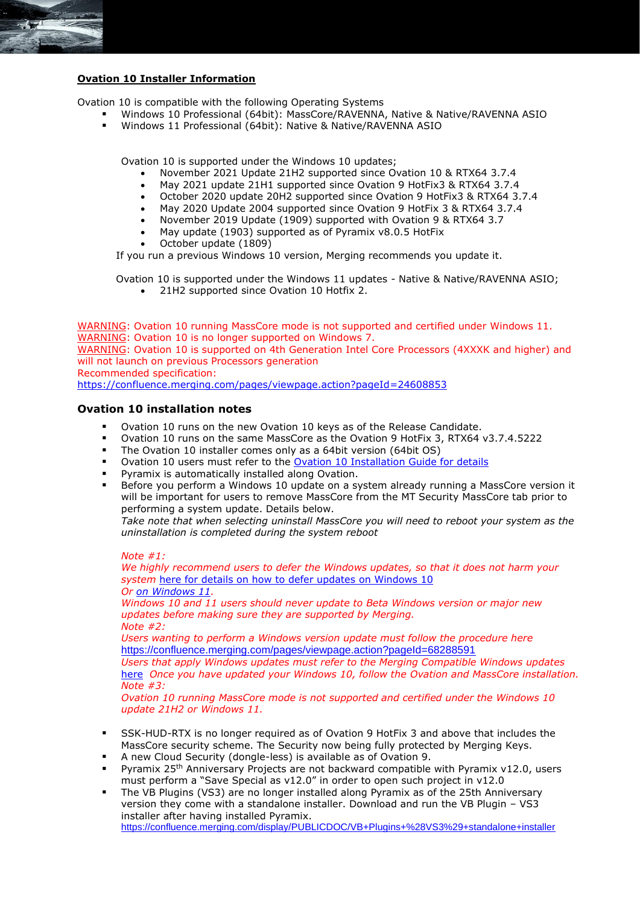## Ovation 10 Installer Information

Ovation 10 is compatible with the following Operating Systems

- Windows 10 Professional (64bit): MassCore/RAVENNA, Native & Native/RAVENNA ASIO
- Windows 11 Professional (64bit): Native & Native/RAVENNA ASIO

Ovation 10 is supported under the Windows 10 updates;

- November 2021 Update 21H2 supported since Ovation 10 & RTX64 3.7.4
- May 2021 update 21H1 supported since Ovation 9 HotFix3 & RTX64 3.7.4
- October 2020 update 20H2 supported since Ovation 9 HotFix3 & RTX64 3.7.4
- May 2020 Update 2004 supported since Ovation 9 HotFix 3 & RTX64 3.7.4
- November 2019 Update (1909) supported with Ovation 9 & RTX64 3.7
- May update (1903) supported as of Pyramix v8.0.5 HotFix
- October update (1809)

If you run a previous Windows 10 version, Merging recommends you update it.

Ovation 10 is supported under the Windows 11 updates - Native & Native/RAVENNA ASIO;

- 21H2 supported since Ovation 10 Hotfix 2.

WARNING: Ovation 10 running MassCore mode is not supported and certified under Windows 11.
WARNING: Ovation 10 is no longer supported on Windows 7.
WARNING: Ovation 10 is supported on 4th Generation Intel Core Processors (4XXXK and higher) and will not launch on previous Processors generation
Recommended specification:
https://confluence.merging.com/pages/viewpage.action?pageId=24608853

### Ovation 10 installation notes

- Ovation 10 runs on the new Ovation 10 keys as of the Release Candidate.
- Ovation 10 runs on the same MassCore as the Ovation 9 HotFix 3, RTX64 v3.7.4.5222
- The Ovation 10 installer comes only as a 64bit version (64bit OS)
- Ovation 10 users must refer to the Ovation 10 Installation Guide for details
- Pyramix is automatically installed along Ovation.
- Before you perform a Windows 10 update on a system already running a MassCore version it will be important for users to remove MassCore from the MT Security MassCore tab prior to performing a system update. Details below.
  *Take note that when selecting uninstall MassCore you will need to reboot your system as the uninstallation is completed during the system reboot*

  *Note #1:*
  *We highly recommend users to defer the Windows updates, so that it does not harm your system* here for details on how to defer updates on Windows 10
  *Or on Windows 11.*
  *Windows 10 and 11 users should never update to Beta Windows version or major new updates before making sure they are supported by Merging.*
  *Note #2:*
  *Users wanting to perform a Windows version update must follow the procedure here*
  https://confluence.merging.com/pages/viewpage.action?pageId=68288591
  *Users that apply Windows updates must refer to the Merging Compatible Windows updates* here *Once you have updated your Windows 10, follow the Ovation and MassCore installation.*
  *Note #3:*
  *Ovation 10 running MassCore mode is not supported and certified under the Windows 10 update 21H2 or Windows 11.*

- SSK-HUD-RTX is no longer required as of Ovation 9 HotFix 3 and above that includes the MassCore security scheme. The Security now being fully protected by Merging Keys.
- A new Cloud Security (dongle-less) is available as of Ovation 9.
- Pyramix 25th Anniversary Projects are not backward compatible with Pyramix v12.0, users must perform a "Save Special as v12.0" in order to open such project in v12.0
- The VB Plugins (VS3) are no longer installed along Pyramix as of the 25th Anniversary version they come with a standalone installer. Download and run the VB Plugin – VS3 installer after having installed Pyramix.
  https://confluence.merging.com/display/PUBLICDOC/VB+Plugins+%28VS3%29+standalone+installer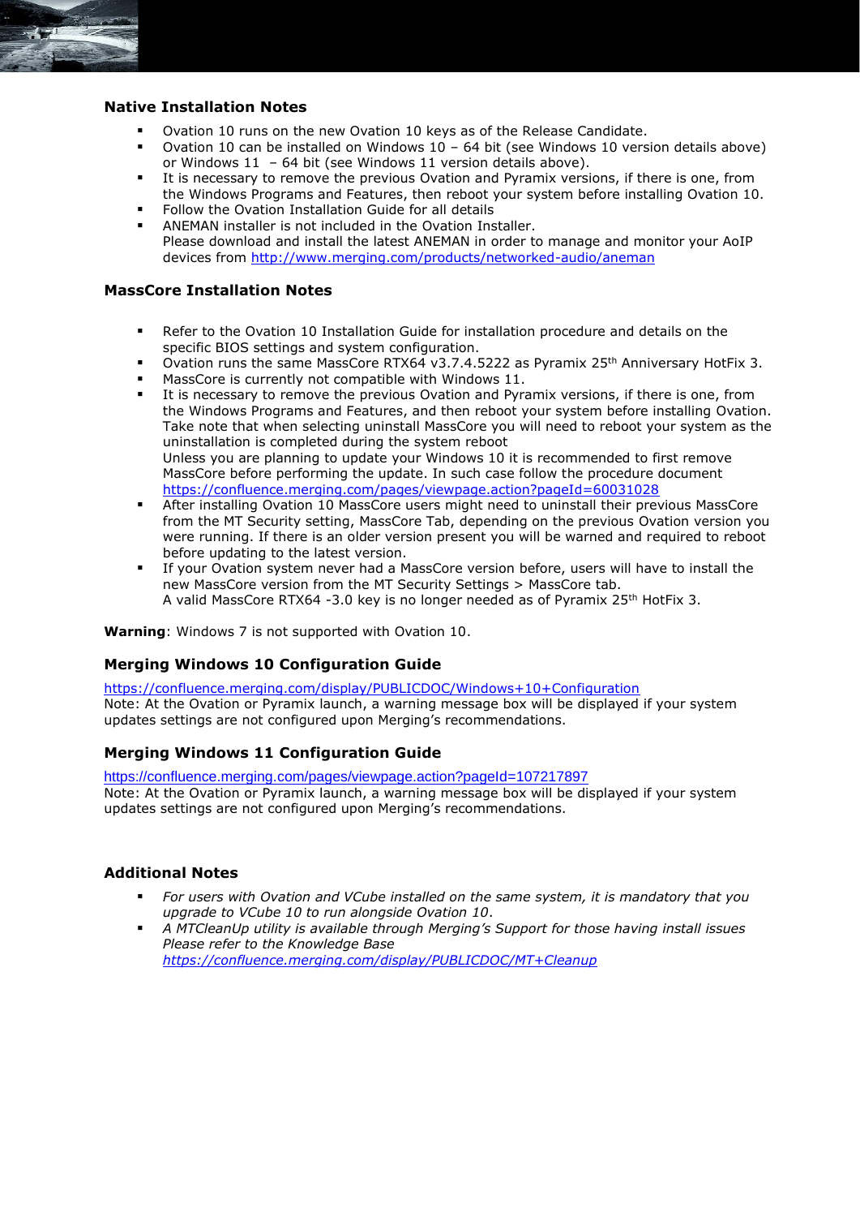### Native Installation Notes

- Ovation 10 runs on the new Ovation 10 keys as of the Release Candidate.
- Ovation 10 can be installed on Windows 10 – 64 bit (see Windows 10 version details above) or Windows 11 – 64 bit (see Windows 11 version details above).
- It is necessary to remove the previous Ovation and Pyramix versions, if there is one, from the Windows Programs and Features, then reboot your system before installing Ovation 10.
- Follow the Ovation Installation Guide for all details
- ANEMAN installer is not included in the Ovation Installer.
  Please download and install the latest ANEMAN in order to manage and monitor your AoIP devices from http://www.merging.com/products/networked-audio/aneman

### MassCore Installation Notes

- Refer to the Ovation 10 Installation Guide for installation procedure and details on the specific BIOS settings and system configuration.
- Ovation runs the same MassCore RTX64 v3.7.4.5222 as Pyramix 25th Anniversary HotFix 3.
- MassCore is currently not compatible with Windows 11.
- It is necessary to remove the previous Ovation and Pyramix versions, if there is one, from the Windows Programs and Features, and then reboot your system before installing Ovation. Take note that when selecting uninstall MassCore you will need to reboot your system as the uninstallation is completed during the system reboot
  Unless you are planning to update your Windows 10 it is recommended to first remove MassCore before performing the update. In such case follow the procedure document https://confluence.merging.com/pages/viewpage.action?pageId=60031028
- After installing Ovation 10 MassCore users might need to uninstall their previous MassCore from the MT Security setting, MassCore Tab, depending on the previous Ovation version you were running. If there is an older version present you will be warned and required to reboot before updating to the latest version.
- If your Ovation system never had a MassCore version before, users will have to install the new MassCore version from the MT Security Settings > MassCore tab.
  A valid MassCore RTX64 -3.0 key is no longer needed as of Pyramix 25th HotFix 3.

**Warning**: Windows 7 is not supported with Ovation 10.

### Merging Windows 10 Configuration Guide

https://confluence.merging.com/display/PUBLICDOC/Windows+10+Configuration
Note: At the Ovation or Pyramix launch, a warning message box will be displayed if your system updates settings are not configured upon Merging's recommendations.

### Merging Windows 11 Configuration Guide

https://confluence.merging.com/pages/viewpage.action?pageId=107217897
Note: At the Ovation or Pyramix launch, a warning message box will be displayed if your system updates settings are not configured upon Merging's recommendations.

### Additional Notes

- *For users with Ovation and VCube installed on the same system, it is mandatory that you upgrade to VCube 10 to run alongside Ovation 10.*
- *A MTCleanUp utility is available through Merging's Support for those having install issues Please refer to the Knowledge Base*
  *https://confluence.merging.com/display/PUBLICDOC/MT+Cleanup*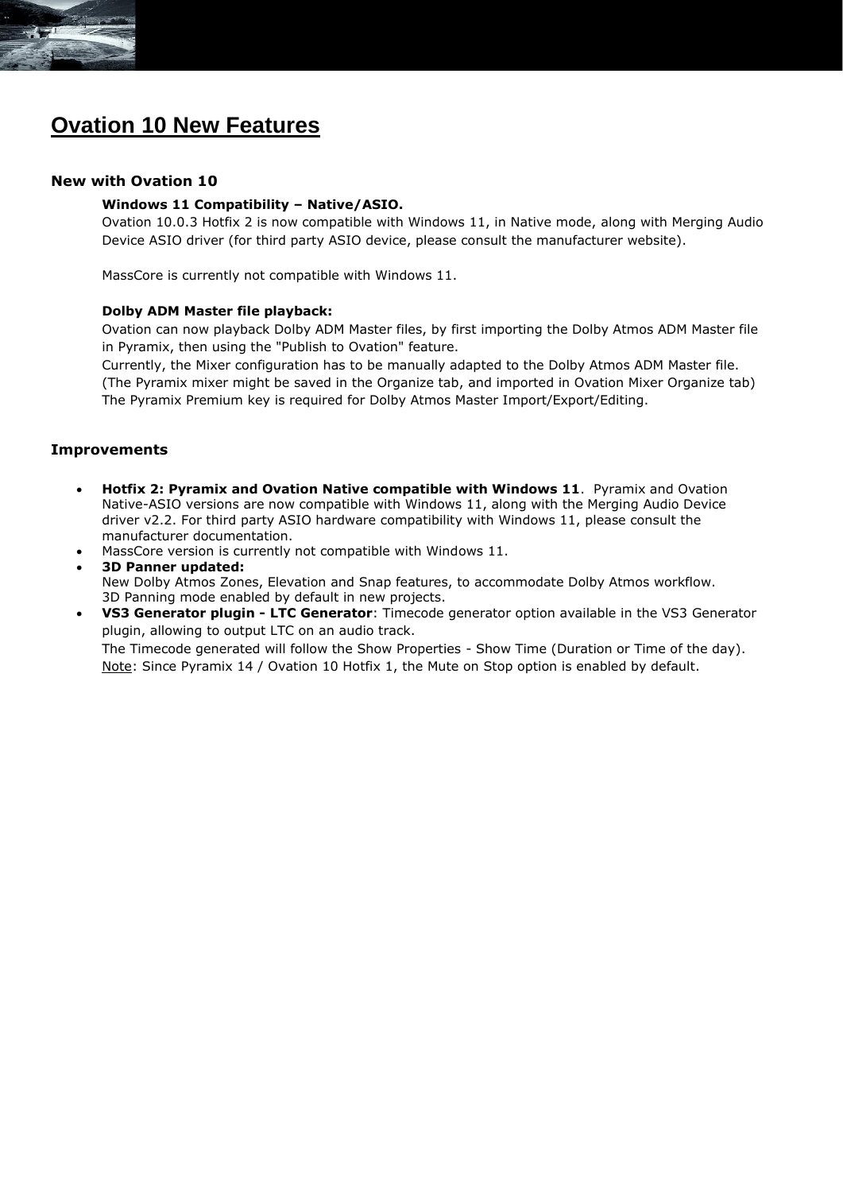# Ovation 10 New Features

## New with Ovation 10

**Windows 11 Compatibility – Native/ASIO.**
Ovation 10.0.3 Hotfix 2 is now compatible with Windows 11, in Native mode, along with Merging Audio Device ASIO driver (for third party ASIO device, please consult the manufacturer website).

MassCore is currently not compatible with Windows 11.

**Dolby ADM Master file playback:**
Ovation can now playback Dolby ADM Master files, by first importing the Dolby Atmos ADM Master file in Pyramix, then using the "Publish to Ovation" feature.
Currently, the Mixer configuration has to be manually adapted to the Dolby Atmos ADM Master file. (The Pyramix mixer might be saved in the Organize tab, and imported in Ovation Mixer Organize tab)
The Pyramix Premium key is required for Dolby Atmos Master Import/Export/Editing.

## Improvements

- **Hotfix 2: Pyramix and Ovation Native compatible with Windows 11**. Pyramix and Ovation Native-ASIO versions are now compatible with Windows 11, along with the Merging Audio Device driver v2.2. For third party ASIO hardware compatibility with Windows 11, please consult the manufacturer documentation.
- MassCore version is currently not compatible with Windows 11.
- **3D Panner updated:**
  New Dolby Atmos Zones, Elevation and Snap features, to accommodate Dolby Atmos workflow.
  3D Panning mode enabled by default in new projects.
- **VS3 Generator plugin - LTC Generator**: Timecode generator option available in the VS3 Generator plugin, allowing to output LTC on an audio track.
  The Timecode generated will follow the Show Properties - Show Time (Duration or Time of the day).
  Note: Since Pyramix 14 / Ovation 10 Hotfix 1, the Mute on Stop option is enabled by default.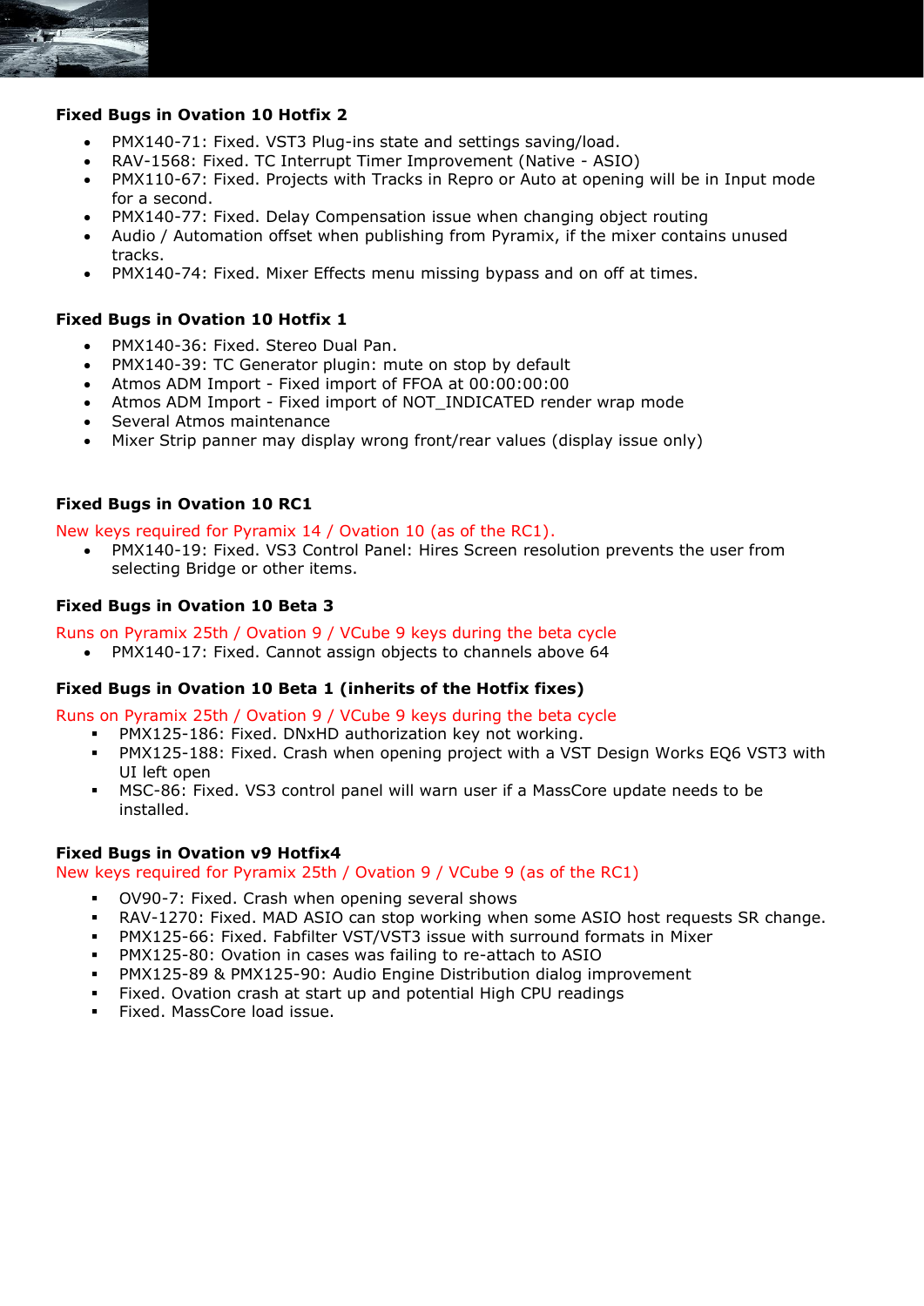### Fixed Bugs in Ovation 10 Hotfix 2

- PMX140-71: Fixed. VST3 Plug-ins state and settings saving/load.
- RAV-1568: Fixed. TC Interrupt Timer Improvement (Native - ASIO)
- PMX110-67: Fixed. Projects with Tracks in Repro or Auto at opening will be in Input mode for a second.
- PMX140-77: Fixed. Delay Compensation issue when changing object routing
- Audio / Automation offset when publishing from Pyramix, if the mixer contains unused tracks.
- PMX140-74: Fixed. Mixer Effects menu missing bypass and on off at times.

### Fixed Bugs in Ovation 10 Hotfix 1

- PMX140-36: Fixed. Stereo Dual Pan.
- PMX140-39: TC Generator plugin: mute on stop by default
- Atmos ADM Import - Fixed import of FFOA at 00:00:00:00
- Atmos ADM Import - Fixed import of NOT_INDICATED render wrap mode
- Several Atmos maintenance
- Mixer Strip panner may display wrong front/rear values (display issue only)

### Fixed Bugs in Ovation 10 RC1

New keys required for Pyramix 14 / Ovation 10 (as of the RC1).

- PMX140-19: Fixed. VS3 Control Panel: Hires Screen resolution prevents the user from selecting Bridge or other items.

### Fixed Bugs in Ovation 10 Beta 3

Runs on Pyramix 25th / Ovation 9 / VCube 9 keys during the beta cycle

- PMX140-17: Fixed. Cannot assign objects to channels above 64

### Fixed Bugs in Ovation 10 Beta 1 (inherits of the Hotfix fixes)

Runs on Pyramix 25th / Ovation 9 / VCube 9 keys during the beta cycle

- PMX125-186: Fixed. DNxHD authorization key not working.
- PMX125-188: Fixed. Crash when opening project with a VST Design Works EQ6 VST3 with UI left open
- MSC-86: Fixed. VS3 control panel will warn user if a MassCore update needs to be installed.

### Fixed Bugs in Ovation v9 Hotfix4

New keys required for Pyramix 25th / Ovation 9 / VCube 9 (as of the RC1)

- OV90-7: Fixed. Crash when opening several shows
- RAV-1270: Fixed. MAD ASIO can stop working when some ASIO host requests SR change.
- PMX125-66: Fixed. Fabfilter VST/VST3 issue with surround formats in Mixer
- PMX125-80: Ovation in cases was failing to re-attach to ASIO
- PMX125-89 & PMX125-90: Audio Engine Distribution dialog improvement
- Fixed. Ovation crash at start up and potential High CPU readings
- Fixed. MassCore load issue.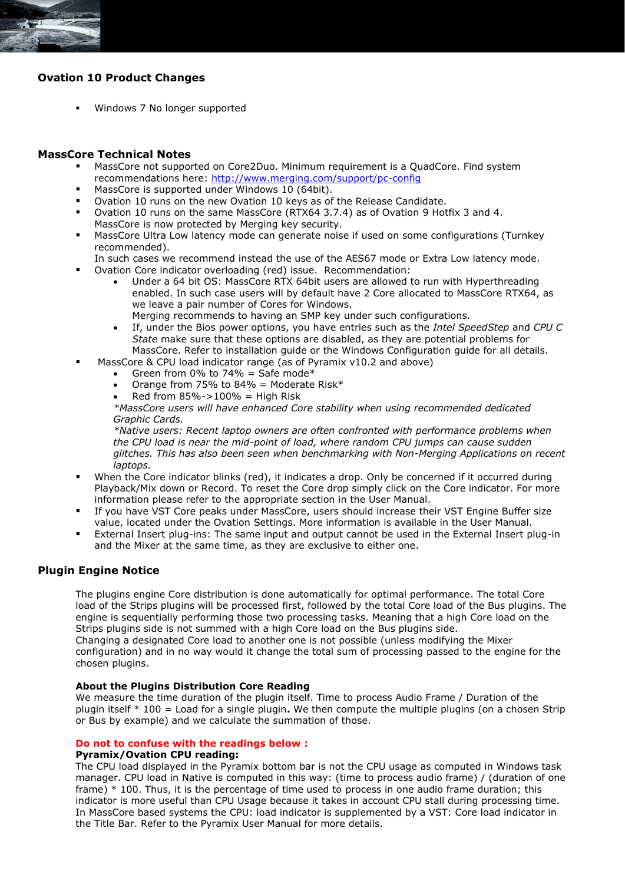## Ovation 10 Product Changes

- Windows 7 No longer supported

## MassCore Technical Notes

- MassCore not supported on Core2Duo. Minimum requirement is a QuadCore. Find system recommendations here: [http://www.merging.com/support/pc-config](http://www.merging.com/support/pc-config)
- MassCore is supported under Windows 10 (64bit).
- Ovation 10 runs on the new Ovation 10 keys as of the Release Candidate.
- Ovation 10 runs on the same MassCore (RTX64 3.7.4) as of Ovation 9 Hotfix 3 and 4. MassCore is now protected by Merging key security.
- MassCore Ultra Low latency mode can generate noise if used on some configurations (Turnkey recommended).
  In such cases we recommend instead the use of the AES67 mode or Extra Low latency mode.
- Ovation Core indicator overloading (red) issue. Recommendation:
  - Under a 64 bit OS: MassCore RTX 64bit users are allowed to run with Hyperthreading enabled. In such case users will by default have 2 Core allocated to MassCore RTX64, as we leave a pair number of Cores for Windows.
    Merging recommends to having an SMP key under such configurations.
  - If, under the Bios power options, you have entries such as the *Intel SpeedStep* and *CPU C State* make sure that these options are disabled, as they are potential problems for MassCore. Refer to installation guide or the Windows Configuration guide for all details.
- MassCore & CPU load indicator range (as of Pyramix v10.2 and above)
  - Green from 0% to 74% = Safe mode*
  - Orange from 75% to 84% = Moderate Risk*
  - Red from 85%->100% = High Risk

  *\*MassCore users will have enhanced Core stability when using recommended dedicated Graphic Cards.*
  *\*Native users: Recent laptop owners are often confronted with performance problems when the CPU load is near the mid-point of load, where random CPU jumps can cause sudden glitches. This has also been seen when benchmarking with Non-Merging Applications on recent laptops.*
- When the Core indicator blinks (red), it indicates a drop. Only be concerned if it occurred during Playback/Mix down or Record. To reset the Core drop simply click on the Core indicator. For more information please refer to the appropriate section in the User Manual.
- If you have VST Core peaks under MassCore, users should increase their VST Engine Buffer size value, located under the Ovation Settings. More information is available in the User Manual.
- External Insert plug-ins: The same input and output cannot be used in the External Insert plug-in and the Mixer at the same time, as they are exclusive to either one.

## Plugin Engine Notice

The plugins engine Core distribution is done automatically for optimal performance. The total Core load of the Strips plugins will be processed first, followed by the total Core load of the Bus plugins. The engine is sequentially performing those two processing tasks. Meaning that a high Core load on the Strips plugins side is not summed with a high Core load on the Bus plugins side.
Changing a designated Core load to another one is not possible (unless modifying the Mixer configuration) and in no way would it change the total sum of processing passed to the engine for the chosen plugins.

### About the Plugins Distribution Core Reading

We measure the time duration of the plugin itself. Time to process Audio Frame / Duration of the plugin itself * 100 = Load for a single plugin**.** We then compute the multiple plugins (on a chosen Strip or Bus by example) and we calculate the summation of those.

**Do not to confuse with the readings below :**
**Pyramix/Ovation CPU reading:**
The CPU load displayed in the Pyramix bottom bar is not the CPU usage as computed in Windows task manager. CPU load in Native is computed in this way: (time to process audio frame) / (duration of one frame) * 100. Thus, it is the percentage of time used to process in one audio frame duration; this indicator is more useful than CPU Usage because it takes in account CPU stall during processing time. In MassCore based systems the CPU: load indicator is supplemented by a VST: Core load indicator in the Title Bar. Refer to the Pyramix User Manual for more details.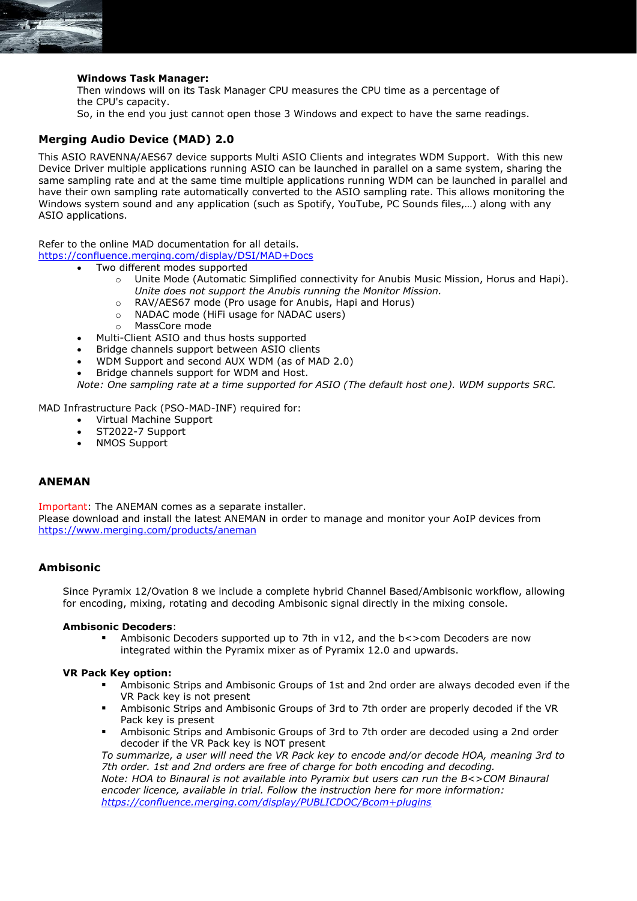**Windows Task Manager:**
Then windows will on its Task Manager CPU measures the CPU time as a percentage of the CPU's capacity.
So, in the end you just cannot open those 3 Windows and expect to have the same readings.

## Merging Audio Device (MAD) 2.0

This ASIO RAVENNA/AES67 device supports Multi ASIO Clients and integrates WDM Support. With this new Device Driver multiple applications running ASIO can be launched in parallel on a same system, sharing the same sampling rate and at the same time multiple applications running WDM can be launched in parallel and have their own sampling rate automatically converted to the ASIO sampling rate. This allows monitoring the Windows system sound and any application (such as Spotify, YouTube, PC Sounds files,…) along with any ASIO applications.

Refer to the online MAD documentation for all details.
https://confluence.merging.com/display/DSI/MAD+Docs

- Two different modes supported
  - Unite Mode (Automatic Simplified connectivity for Anubis Music Mission, Horus and Hapi). *Unite does not support the Anubis running the Monitor Mission.*
  - RAV/AES67 mode (Pro usage for Anubis, Hapi and Horus)
  - NADAC mode (HiFi usage for NADAC users)
  - MassCore mode
- Multi-Client ASIO and thus hosts supported
- Bridge channels support between ASIO clients
- WDM Support and second AUX WDM (as of MAD 2.0)
- Bridge channels support for WDM and Host.

*Note: One sampling rate at a time supported for ASIO (The default host one). WDM supports SRC.*

MAD Infrastructure Pack (PSO-MAD-INF) required for:

- Virtual Machine Support
- ST2022-7 Support
- NMOS Support

## ANEMAN

Important: The ANEMAN comes as a separate installer.
Please download and install the latest ANEMAN in order to manage and monitor your AoIP devices from https://www.merging.com/products/aneman

## Ambisonic

Since Pyramix 12/Ovation 8 we include a complete hybrid Channel Based/Ambisonic workflow, allowing for encoding, mixing, rotating and decoding Ambisonic signal directly in the mixing console.

**Ambisonic Decoders**:

- Ambisonic Decoders supported up to 7th in v12, and the b<>com Decoders are now integrated within the Pyramix mixer as of Pyramix 12.0 and upwards.

**VR Pack Key option:**

- Ambisonic Strips and Ambisonic Groups of 1st and 2nd order are always decoded even if the VR Pack key is not present
- Ambisonic Strips and Ambisonic Groups of 3rd to 7th order are properly decoded if the VR Pack key is present
- Ambisonic Strips and Ambisonic Groups of 3rd to 7th order are decoded using a 2nd order decoder if the VR Pack key is NOT present

*To summarize, a user will need the VR Pack key to encode and/or decode HOA, meaning 3rd to 7th order. 1st and 2nd orders are free of charge for both encoding and decoding.*
*Note: HOA to Binaural is not available into Pyramix but users can run the B<>COM Binaural encoder licence, available in trial. Follow the instruction here for more information:* *https://confluence.merging.com/display/PUBLICDOC/Bcom+plugins*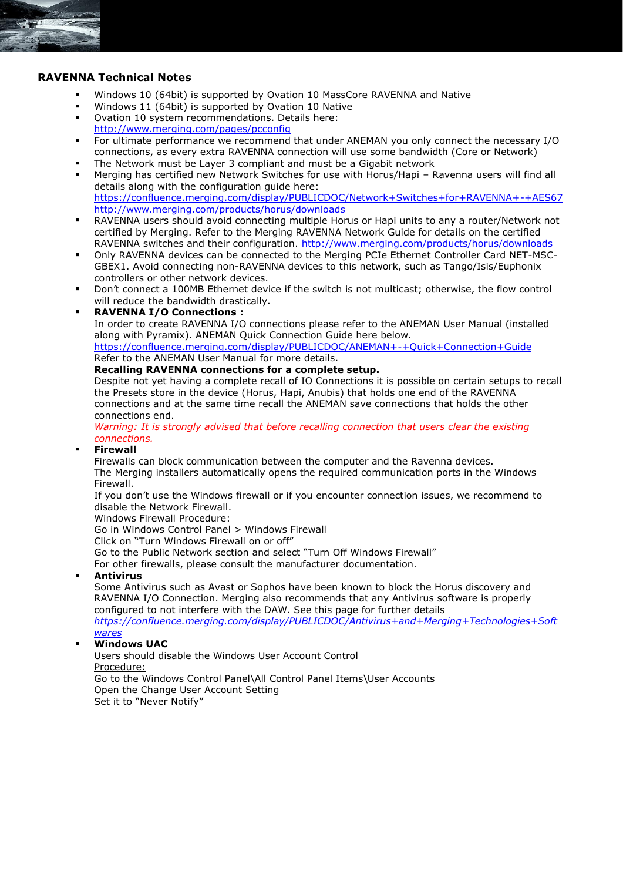## RAVENNA Technical Notes

- Windows 10 (64bit) is supported by Ovation 10 MassCore RAVENNA and Native
- Windows 11 (64bit) is supported by Ovation 10 Native
- Ovation 10 system recommendations. Details here: [http://www.merging.com/pages/pcconfig](http://www.merging.com/pages/pcconfig)
- For ultimate performance we recommend that under ANEMAN you only connect the necessary I/O connections, as every extra RAVENNA connection will use some bandwidth (Core or Network)
- The Network must be Layer 3 compliant and must be a Gigabit network
- Merging has certified new Network Switches for use with Horus/Hapi – Ravenna users will find all details along with the configuration guide here:
  [https://confluence.merging.com/display/PUBLICDOC/Network+Switches+for+RAVENNA+-+AES67](https://confluence.merging.com/display/PUBLICDOC/Network+Switches+for+RAVENNA+-+AES67)
  [http://www.merging.com/products/horus/downloads](http://www.merging.com/products/horus/downloads)
- RAVENNA users should avoid connecting multiple Horus or Hapi units to any a router/Network not certified by Merging. Refer to the Merging RAVENNA Network Guide for details on the certified RAVENNA switches and their configuration. [http://www.merging.com/products/horus/downloads](http://www.merging.com/products/horus/downloads)
- Only RAVENNA devices can be connected to the Merging PCIe Ethernet Controller Card NET-MSC-GBEX1. Avoid connecting non-RAVENNA devices to this network, such as Tango/Isis/Euphonix controllers or other network devices.
- Don't connect a 100MB Ethernet device if the switch is not multicast; otherwise, the flow control will reduce the bandwidth drastically.
- **RAVENNA I/O Connections :**
  In order to create RAVENNA I/O connections please refer to the ANEMAN User Manual (installed along with Pyramix). ANEMAN Quick Connection Guide here below.
  [https://confluence.merging.com/display/PUBLICDOC/ANEMAN+-+Quick+Connection+Guide](https://confluence.merging.com/display/PUBLICDOC/ANEMAN+-+Quick+Connection+Guide)
  Refer to the ANEMAN User Manual for more details.
  **Recalling RAVENNA connections for a complete setup.**
  Despite not yet having a complete recall of IO Connections it is possible on certain setups to recall the Presets store in the device (Horus, Hapi, Anubis) that holds one end of the RAVENNA connections and at the same time recall the ANEMAN save connections that holds the other connections end.
  *Warning: It is strongly advised that before recalling connection that users clear the existing connections.*
- **Firewall**
  Firewalls can block communication between the computer and the Ravenna devices.
  The Merging installers automatically opens the required communication ports in the Windows Firewall.
  If you don't use the Windows firewall or if you encounter connection issues, we recommend to disable the Network Firewall.
  Windows Firewall Procedure:
  Go in Windows Control Panel > Windows Firewall
  Click on "Turn Windows Firewall on or off"
  Go to the Public Network section and select "Turn Off Windows Firewall"
  For other firewalls, please consult the manufacturer documentation.
- **Antivirus**
  Some Antivirus such as Avast or Sophos have been known to block the Horus discovery and RAVENNA I/O Connection. Merging also recommends that any Antivirus software is properly configured to not interfere with the DAW. See this page for further details
  *[https://confluence.merging.com/display/PUBLICDOC/Antivirus+and+Merging+Technologies+Softwares](https://confluence.merging.com/display/PUBLICDOC/Antivirus+and+Merging+Technologies+Softwares)*
- **Windows UAC**
  Users should disable the Windows User Account Control
  Procedure:
  Go to the Windows Control Panel\All Control Panel Items\User Accounts
  Open the Change User Account Setting
  Set it to "Never Notify"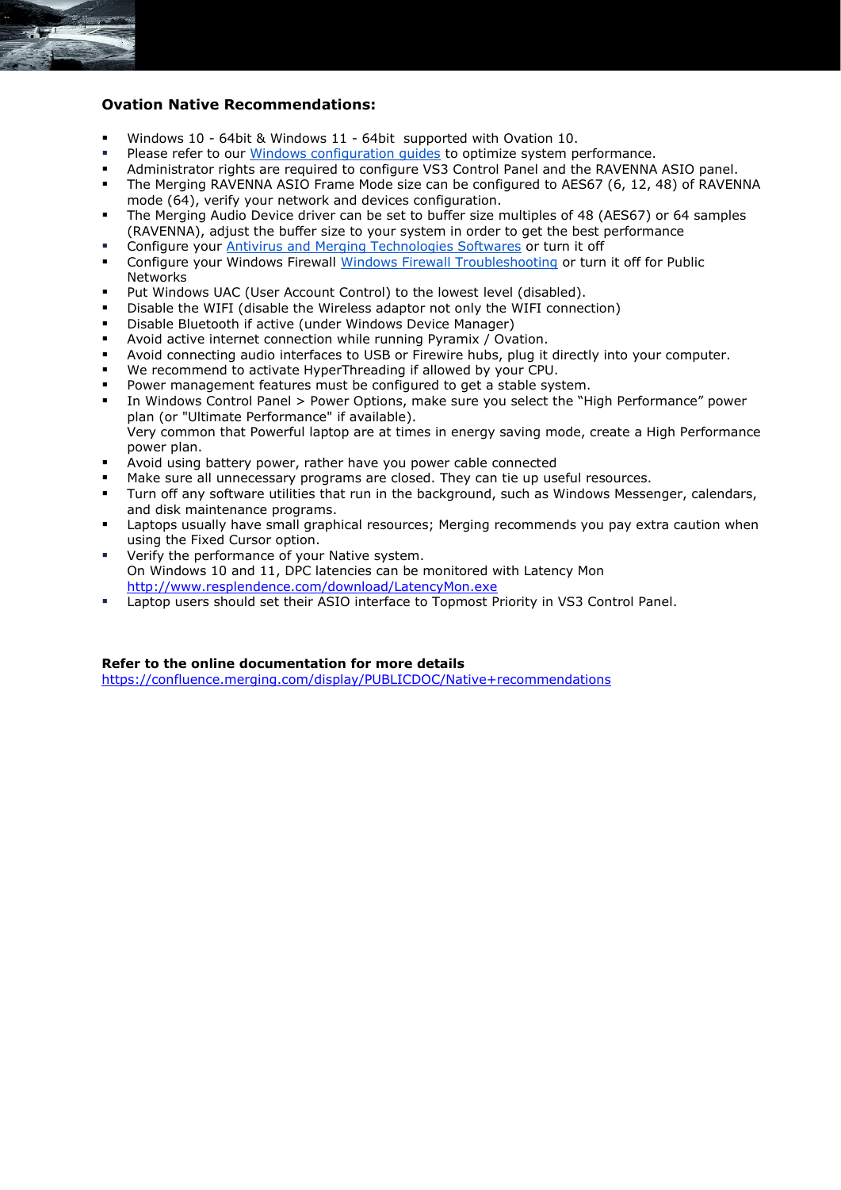## Ovation Native Recommendations:

- Windows 10 - 64bit & Windows 11 - 64bit supported with Ovation 10.
- Please refer to our [Windows configuration guides]() to optimize system performance.
- Administrator rights are required to configure VS3 Control Panel and the RAVENNA ASIO panel.
- The Merging RAVENNA ASIO Frame Mode size can be configured to AES67 (6, 12, 48) of RAVENNA mode (64), verify your network and devices configuration.
- The Merging Audio Device driver can be set to buffer size multiples of 48 (AES67) or 64 samples (RAVENNA), adjust the buffer size to your system in order to get the best performance
- Configure your [Antivirus and Merging Technologies Softwares]() or turn it off
- Configure your Windows Firewall [Windows Firewall Troubleshooting]() or turn it off for Public Networks
- Put Windows UAC (User Account Control) to the lowest level (disabled).
- Disable the WIFI (disable the Wireless adaptor not only the WIFI connection)
- Disable Bluetooth if active (under Windows Device Manager)
- Avoid active internet connection while running Pyramix / Ovation.
- Avoid connecting audio interfaces to USB or Firewire hubs, plug it directly into your computer.
- We recommend to activate HyperThreading if allowed by your CPU.
- Power management features must be configured to get a stable system.
- In Windows Control Panel > Power Options, make sure you select the "High Performance" power plan (or "Ultimate Performance" if available).
  Very common that Powerful laptop are at times in energy saving mode, create a High Performance power plan.
- Avoid using battery power, rather have you power cable connected
- Make sure all unnecessary programs are closed. They can tie up useful resources.
- Turn off any software utilities that run in the background, such as Windows Messenger, calendars, and disk maintenance programs.
- Laptops usually have small graphical resources; Merging recommends you pay extra caution when using the Fixed Cursor option.
- Verify the performance of your Native system.
  On Windows 10 and 11, DPC latencies can be monitored with Latency Mon
  http://www.resplendence.com/download/LatencyMon.exe
- Laptop users should set their ASIO interface to Topmost Priority in VS3 Control Panel.

**Refer to the online documentation for more details**
https://confluence.merging.com/display/PUBLICDOC/Native+recommendations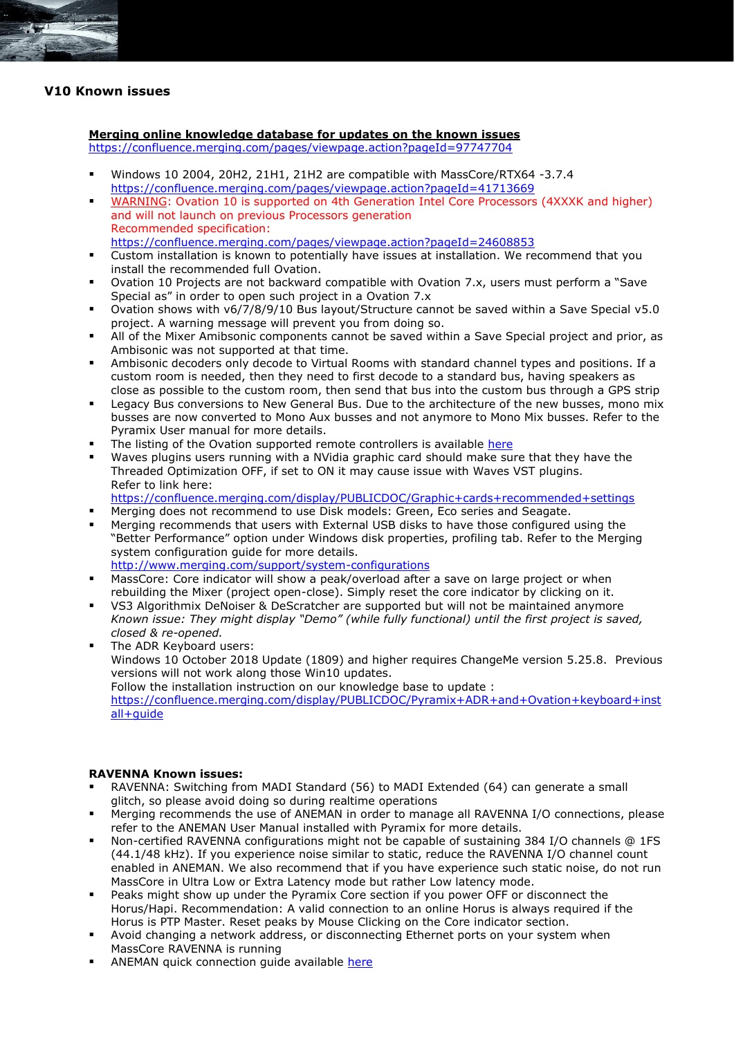## V10 Known issues

**Merging online knowledge database for updates on the known issues**
https://confluence.merging.com/pages/viewpage.action?pageId=97747704

- Windows 10 2004, 20H2, 21H1, 21H2 are compatible with MassCore/RTX64 -3.7.4
  https://confluence.merging.com/pages/viewpage.action?pageId=41713669
- WARNING: Ovation 10 is supported on 4th Generation Intel Core Processors (4XXXK and higher) and will not launch on previous Processors generation
  Recommended specification:
  https://confluence.merging.com/pages/viewpage.action?pageId=24608853
- Custom installation is known to potentially have issues at installation. We recommend that you install the recommended full Ovation.
- Ovation 10 Projects are not backward compatible with Ovation 7.x, users must perform a "Save Special as" in order to open such project in a Ovation 7.x
- Ovation shows with v6/7/8/9/10 Bus layout/Structure cannot be saved within a Save Special v5.0 project. A warning message will prevent you from doing so.
- All of the Mixer Amibsonic components cannot be saved within a Save Special project and prior, as Ambisonic was not supported at that time.
- Ambisonic decoders only decode to Virtual Rooms with standard channel types and positions. If a custom room is needed, then they need to first decode to a standard bus, having speakers as close as possible to the custom room, then send that bus into the custom bus through a GPS strip
- Legacy Bus conversions to New General Bus. Due to the architecture of the new busses, mono mix busses are now converted to Mono Aux busses and not anymore to Mono Mix busses. Refer to the Pyramix User manual for more details.
- The listing of the Ovation supported remote controllers is available here
- Waves plugins users running with a NVidia graphic card should make sure that they have the Threaded Optimization OFF, if set to ON it may cause issue with Waves VST plugins.
  Refer to link here:
  https://confluence.merging.com/display/PUBLICDOC/Graphic+cards+recommended+settings
- Merging does not recommend to use Disk models: Green, Eco series and Seagate.
- Merging recommends that users with External USB disks to have those configured using the "Better Performance" option under Windows disk properties, profiling tab. Refer to the Merging system configuration guide for more details.
  http://www.merging.com/support/system-configurations
- MassCore: Core indicator will show a peak/overload after a save on large project or when rebuilding the Mixer (project open-close). Simply reset the core indicator by clicking on it.
- VS3 Algorithmix DeNoiser & DeScratcher are supported but will not be maintained anymore
  *Known issue: They might display "Demo" (while fully functional) until the first project is saved, closed & re-opened.*
- The ADR Keyboard users:
  Windows 10 October 2018 Update (1809) and higher requires ChangeMe version 5.25.8. Previous versions will not work along those Win10 updates.
  Follow the installation instruction on our knowledge base to update :
  https://confluence.merging.com/display/PUBLICDOC/Pyramix+ADR+and+Ovation+keyboard+install+guide

**RAVENNA Known issues:**

- RAVENNA: Switching from MADI Standard (56) to MADI Extended (64) can generate a small glitch, so please avoid doing so during realtime operations
- Merging recommends the use of ANEMAN in order to manage all RAVENNA I/O connections, please refer to the ANEMAN User Manual installed with Pyramix for more details.
- Non-certified RAVENNA configurations might not be capable of sustaining 384 I/O channels @ 1FS (44.1/48 kHz). If you experience noise similar to static, reduce the RAVENNA I/O channel count enabled in ANEMAN. We also recommend that if you have experience such static noise, do not run MassCore in Ultra Low or Extra Latency mode but rather Low latency mode.
- Peaks might show up under the Pyramix Core section if you power OFF or disconnect the Horus/Hapi. Recommendation: A valid connection to an online Horus is always required if the Horus is PTP Master. Reset peaks by Mouse Clicking on the Core indicator section.
- Avoid changing a network address, or disconnecting Ethernet ports on your system when MassCore RAVENNA is running
- ANEMAN quick connection guide available here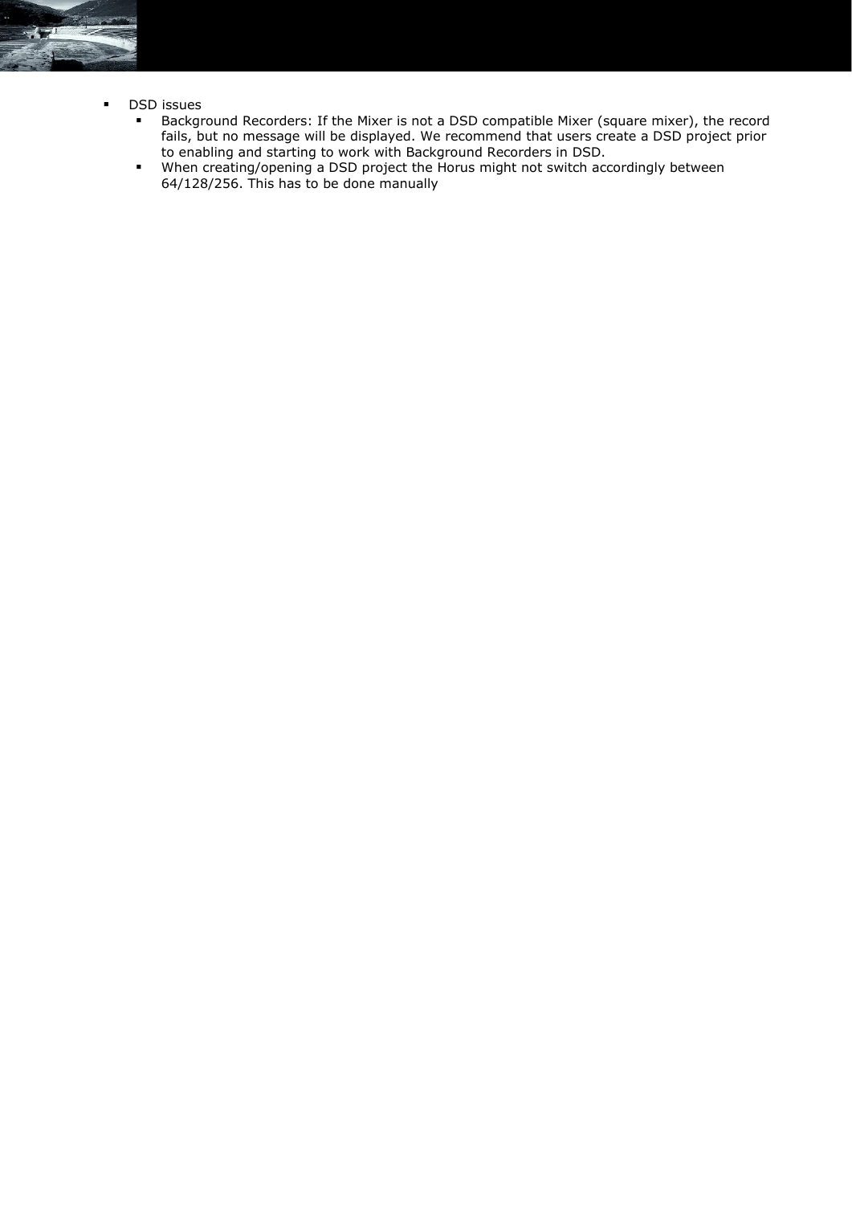- DSD issues
  - Background Recorders: If the Mixer is not a DSD compatible Mixer (square mixer), the record fails, but no message will be displayed. We recommend that users create a DSD project prior to enabling and starting to work with Background Recorders in DSD.
  - When creating/opening a DSD project the Horus might not switch accordingly between 64/128/256. This has to be done manually